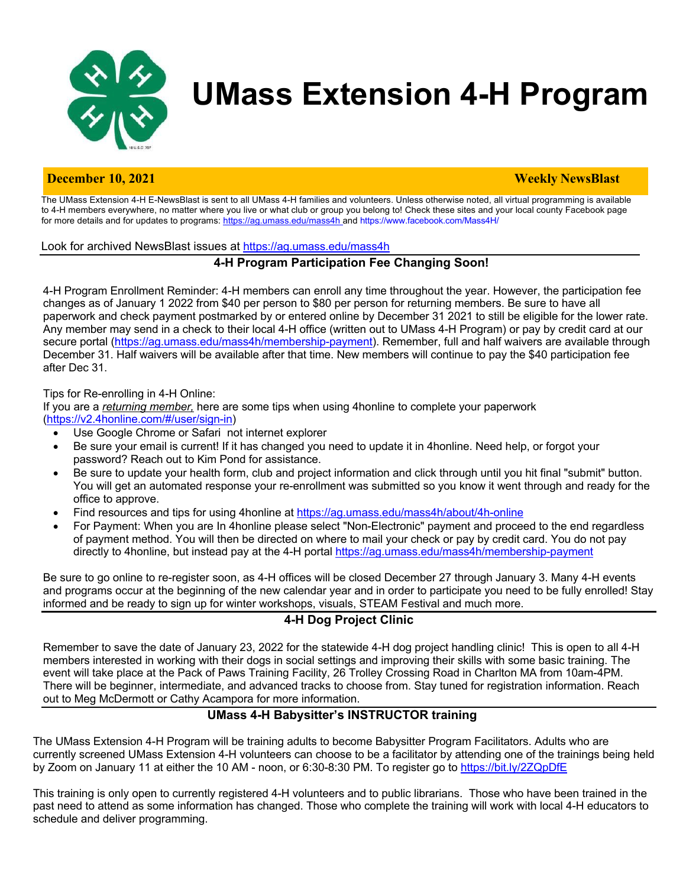# UMass Extension 4-H Program

**December 10, 2021** **Weekly NewsBlast**

The UMass Extension 4-H E-NewsBlast is sent to all UMass 4-H families and volunteers. Unless otherwise noted, all virtual programming is available to 4-H members everywhere, no matter where you live or what club or group you belong to! Check these sites and your local county Facebook page for more details and for updates to programs: https://ag.umass.edu/mass4h and https://www.facebook.com/Mass4H/

Look for archived NewsBlast issues at https://ag.umass.edu/mass4h

## 4-H Program Participation Fee Changing Soon!

4-H Program Enrollment Reminder: 4-H members can enroll any time throughout the year. However, the participation fee changes as of January 1 2022 from $40 per person to $80 per person for returning members. Be sure to have all paperwork and check payment postmarked by or entered online by December 31 2021 to still be eligible for the lower rate. Any member may send in a check to their local 4-H office (written out to UMass 4-H Program) or pay by credit card at our secure portal (https://ag.umass.edu/mass4h/membership-payment). Remember, full and half waivers are available through December 31. Half waivers will be available after that time. New members will continue to pay the $40 participation fee after Dec 31.

Tips for Re-enrolling in 4-H Online:
If you are a *returning member,* here are some tips when using 4honline to complete your paperwork (https://v2.4honline.com/#/user/sign-in)

- Use Google Chrome or Safari not internet explorer
- Be sure your email is current! If it has changed you need to update it in 4honline. Need help, or forgot your password? Reach out to Kim Pond for assistance.
- Be sure to update your health form, club and project information and click through until you hit final "submit" button. You will get an automated response your re-enrollment was submitted so you know it went through and ready for the office to approve.
- Find resources and tips for using 4honline at https://ag.umass.edu/mass4h/about/4h-online
- For Payment: When you are In 4honline please select "Non-Electronic" payment and proceed to the end regardless of payment method. You will then be directed on where to mail your check or pay by credit card. You do not pay directly to 4honline, but instead pay at the 4-H portal https://ag.umass.edu/mass4h/membership-payment

Be sure to go online to re-register soon, as 4-H offices will be closed December 27 through January 3. Many 4-H events and programs occur at the beginning of the new calendar year and in order to participate you need to be fully enrolled! Stay informed and be ready to sign up for winter workshops, visuals, STEAM Festival and much more.

## 4-H Dog Project Clinic

Remember to save the date of January 23, 2022 for the statewide 4-H dog project handling clinic! This is open to all 4-H members interested in working with their dogs in social settings and improving their skills with some basic training. The event will take place at the Pack of Paws Training Facility, 26 Trolley Crossing Road in Charlton MA from 10am-4PM. There will be beginner, intermediate, and advanced tracks to choose from. Stay tuned for registration information. Reach out to Meg McDermott or Cathy Acampora for more information.

## UMass 4-H Babysitter's INSTRUCTOR training

The UMass Extension 4-H Program will be training adults to become Babysitter Program Facilitators. Adults who are currently screened UMass Extension 4-H volunteers can choose to be a facilitator by attending one of the trainings being held by Zoom on January 11 at either the 10 AM - noon, or 6:30-8:30 PM. To register go to https://bit.ly/2ZQpDfE

This training is only open to currently registered 4-H volunteers and to public librarians. Those who have been trained in the past need to attend as some information has changed. Those who complete the training will work with local 4-H educators to schedule and deliver programming.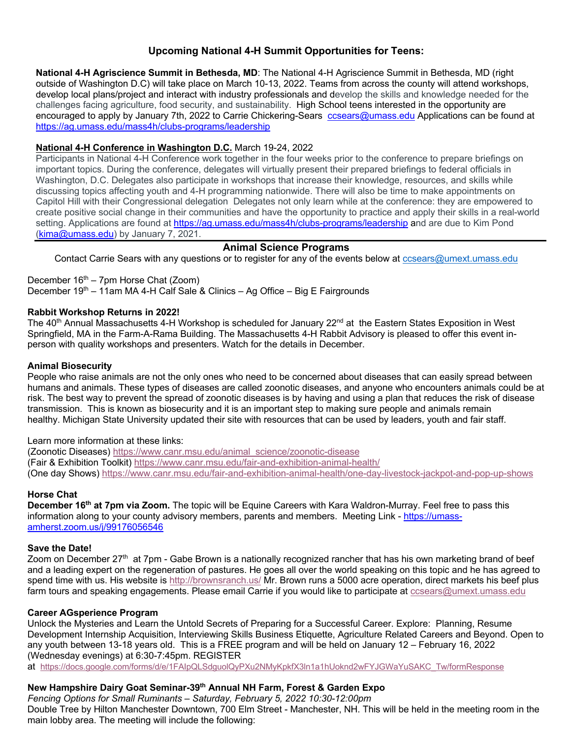## Upcoming National 4-H Summit Opportunities for Teens:

**National 4-H Agriscience Summit in Bethesda, MD**: The National 4-H Agriscience Summit in Bethesda, MD (right outside of Washington D.C) will take place on March 10-13, 2022. Teams from across the county will attend workshops, develop local plans/project and interact with industry professionals and develop the skills and knowledge needed for the challenges facing agriculture, food security, and sustainability. High School teens interested in the opportunity are encouraged to apply by January 7th, 2022 to Carrie Chickering-Sears ccsears@umass.edu Applications can be found at https://ag.umass.edu/mass4h/clubs-programs/leadership

**National 4-H Conference in Washington D.C.** March 19-24, 2022
Participants in National 4-H Conference work together in the four weeks prior to the conference to prepare briefings on important topics. During the conference, delegates will virtually present their prepared briefings to federal officials in Washington, D.C. Delegates also participate in workshops that increase their knowledge, resources, and skills while discussing topics affecting youth and 4-H programming nationwide. There will also be time to make appointments on Capitol Hill with their Congressional delegation Delegates not only learn while at the conference: they are empowered to create positive social change in their communities and have the opportunity to practice and apply their skills in a real-world setting. Applications are found at https://ag.umass.edu/mass4h/clubs-programs/leadership and are due to Kim Pond (kima@umass.edu) by January 7, 2021.

## Animal Science Programs

Contact Carrie Sears with any questions or to register for any of the events below at ccsears@umext.umass.edu

December 16th – 7pm Horse Chat (Zoom)
December 19th – 11am MA 4-H Calf Sale & Clinics – Ag Office – Big E Fairgrounds

**Rabbit Workshop Returns in 2022!**
The 40th Annual Massachusetts 4-H Workshop is scheduled for January 22nd at the Eastern States Exposition in West Springfield, MA in the Farm-A-Rama Building. The Massachusetts 4-H Rabbit Advisory is pleased to offer this event in-person with quality workshops and presenters. Watch for the details in December.

**Animal Biosecurity**
People who raise animals are not the only ones who need to be concerned about diseases that can easily spread between humans and animals. These types of diseases are called zoonotic diseases, and anyone who encounters animals could be at risk. The best way to prevent the spread of zoonotic diseases is by having and using a plan that reduces the risk of disease transmission. This is known as biosecurity and it is an important step to making sure people and animals remain healthy. Michigan State University updated their site with resources that can be used by leaders, youth and fair staff.

Learn more information at these links:
(Zoonotic Diseases) https://www.canr.msu.edu/animal_science/zoonotic-disease
(Fair & Exhibition Toolkit) https://www.canr.msu.edu/fair-and-exhibition-animal-health/
(One day Shows) https://www.canr.msu.edu/fair-and-exhibition-animal-health/one-day-livestock-jackpot-and-pop-up-shows

**Horse Chat**
**December 16th at 7pm via Zoom.** The topic will be Equine Careers with Kara Waldron-Murray. Feel free to pass this information along to your county advisory members, parents and members. Meeting Link - https://umass-amherst.zoom.us/j/99176056546

**Save the Date!**
Zoom on December 27th at 7pm - Gabe Brown is a nationally recognized rancher that has his own marketing brand of beef and a leading expert on the regeneration of pastures. He goes all over the world speaking on this topic and he has agreed to spend time with us. His website is http://brownsranch.us/ Mr. Brown runs a 5000 acre operation, direct markets his beef plus farm tours and speaking engagements. Please email Carrie if you would like to participate at ccsears@umext.umass.edu

**Career AGsperience Program**
Unlock the Mysteries and Learn the Untold Secrets of Preparing for a Successful Career. Explore: Planning, Resume Development Internship Acquisition, Interviewing Skills Business Etiquette, Agriculture Related Careers and Beyond. Open to any youth between 13-18 years old. This is a FREE program and will be held on January 12 – February 16, 2022 (Wednesday evenings) at 6:30-7:45pm. REGISTER at https://docs.google.com/forms/d/e/1FAIpQLSdguolQyPXu2NMyKpkfX3ln1a1hUoknd2wFYJGWaYuSAKC_Tw/formResponse

**New Hampshire Dairy Goat Seminar-39th Annual NH Farm, Forest & Garden Expo**
*Fencing Options for Small Ruminants – Saturday, February 5, 2022 10:30-12:00pm*
Double Tree by Hilton Manchester Downtown, 700 Elm Street - Manchester, NH. This will be held in the meeting room in the main lobby area. The meeting will include the following: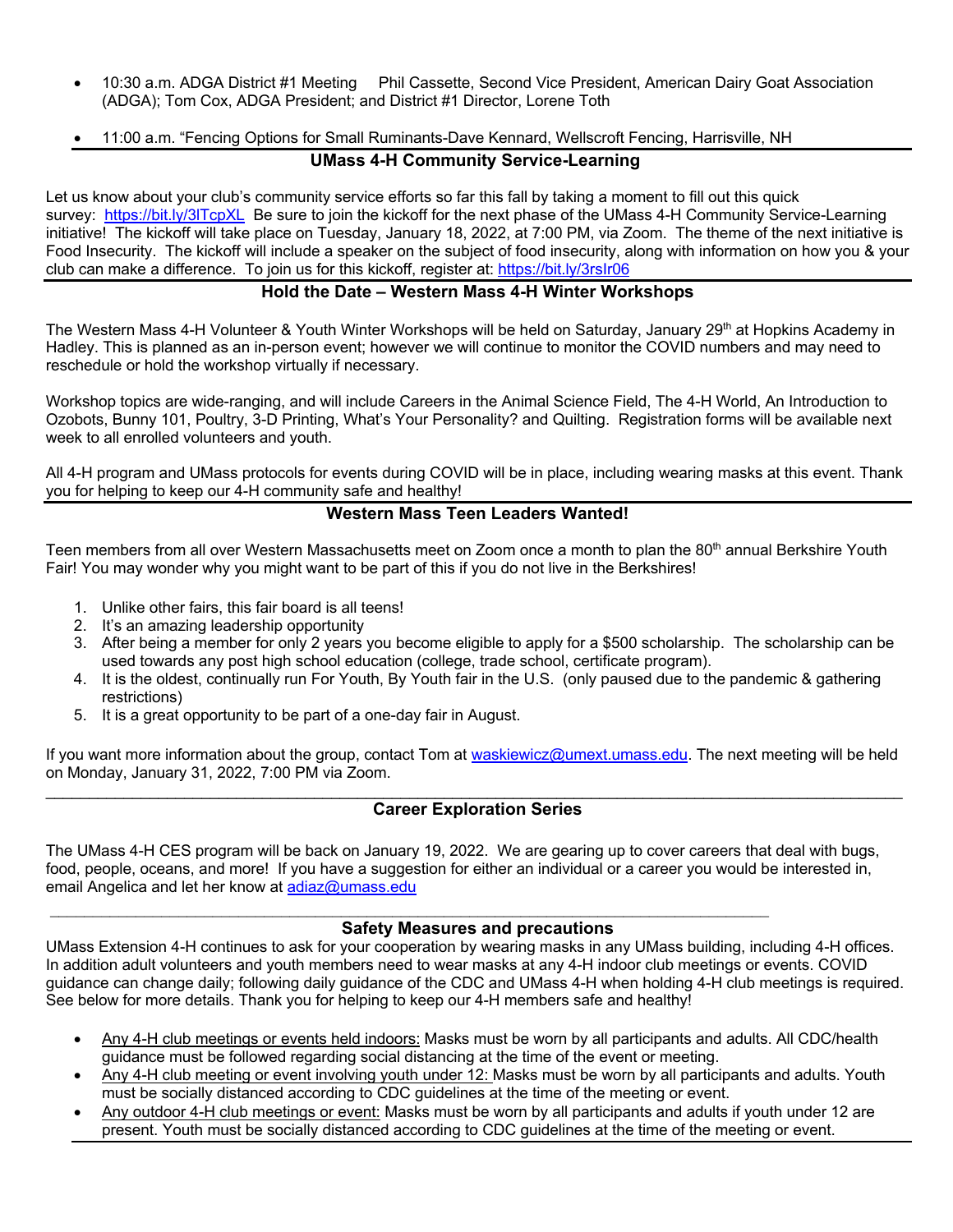- 10:30 a.m. ADGA District #1 Meeting Phil Cassette, Second Vice President, American Dairy Goat Association (ADGA); Tom Cox, ADGA President; and District #1 Director, Lorene Toth

- 11:00 a.m. "Fencing Options for Small Ruminants-Dave Kennard, Wellscroft Fencing, Harrisville, NH

## UMass 4-H Community Service-Learning

Let us know about your club's community service efforts so far this fall by taking a moment to fill out this quick survey: https://bit.ly/3lTcpXL Be sure to join the kickoff for the next phase of the UMass 4-H Community Service-Learning initiative! The kickoff will take place on Tuesday, January 18, 2022, at 7:00 PM, via Zoom. The theme of the next initiative is Food Insecurity. The kickoff will include a speaker on the subject of food insecurity, along with information on how you & your club can make a difference. To join us for this kickoff, register at: https://bit.ly/3rslr06

## Hold the Date – Western Mass 4-H Winter Workshops

The Western Mass 4-H Volunteer & Youth Winter Workshops will be held on Saturday, January 29th at Hopkins Academy in Hadley. This is planned as an in-person event; however we will continue to monitor the COVID numbers and may need to reschedule or hold the workshop virtually if necessary.

Workshop topics are wide-ranging, and will include Careers in the Animal Science Field, The 4-H World, An Introduction to Ozobots, Bunny 101, Poultry, 3-D Printing, What's Your Personality? and Quilting. Registration forms will be available next week to all enrolled volunteers and youth.

All 4-H program and UMass protocols for events during COVID will be in place, including wearing masks at this event. Thank you for helping to keep our 4-H community safe and healthy!

## Western Mass Teen Leaders Wanted!

Teen members from all over Western Massachusetts meet on Zoom once a month to plan the 80th annual Berkshire Youth Fair! You may wonder why you might want to be part of this if you do not live in the Berkshires!

1. Unlike other fairs, this fair board is all teens!
2. It's an amazing leadership opportunity
3. After being a member for only 2 years you become eligible to apply for a $500 scholarship. The scholarship can be used towards any post high school education (college, trade school, certificate program).
4. It is the oldest, continually run For Youth, By Youth fair in the U.S. (only paused due to the pandemic & gathering restrictions)
5. It is a great opportunity to be part of a one-day fair in August.

If you want more information about the group, contact Tom at waskiewicz@umext.umass.edu. The next meeting will be held on Monday, January 31, 2022, 7:00 PM via Zoom.

## Career Exploration Series

The UMass 4-H CES program will be back on January 19, 2022. We are gearing up to cover careers that deal with bugs, food, people, oceans, and more! If you have a suggestion for either an individual or a career you would be interested in, email Angelica and let her know at adiaz@umass.edu

## Safety Measures and precautions

UMass Extension 4-H continues to ask for your cooperation by wearing masks in any UMass building, including 4-H offices. In addition adult volunteers and youth members need to wear masks at any 4-H indoor club meetings or events. COVID guidance can change daily; following daily guidance of the CDC and UMass 4-H when holding 4-H club meetings is required. See below for more details. Thank you for helping to keep our 4-H members safe and healthy!

- Any 4-H club meetings or events held indoors: Masks must be worn by all participants and adults. All CDC/health guidance must be followed regarding social distancing at the time of the event or meeting.
- Any 4-H club meeting or event involving youth under 12: Masks must be worn by all participants and adults. Youth must be socially distanced according to CDC guidelines at the time of the meeting or event.
- Any outdoor 4-H club meetings or event: Masks must be worn by all participants and adults if youth under 12 are present. Youth must be socially distanced according to CDC guidelines at the time of the meeting or event.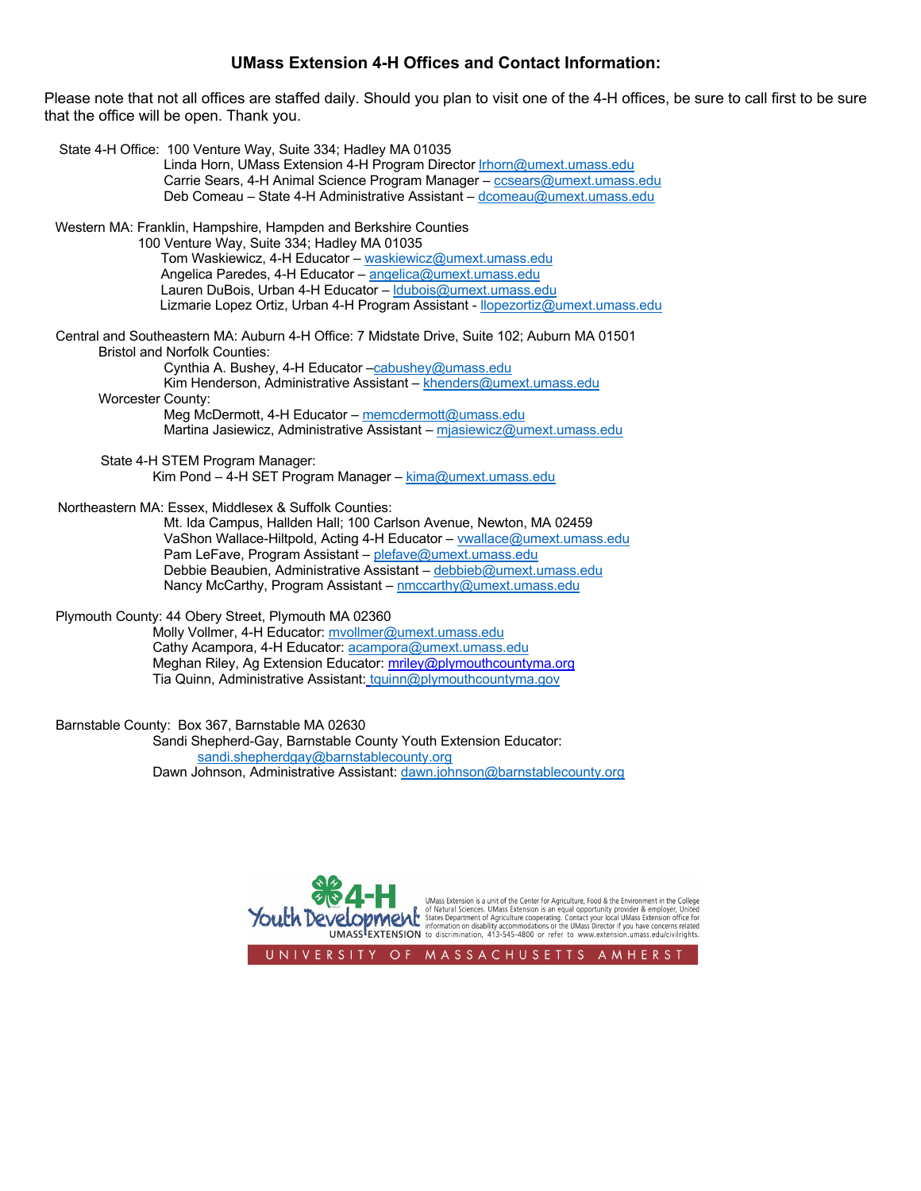## UMass Extension 4-H Offices and Contact Information:

Please note that not all offices are staffed daily. Should you plan to visit one of the 4-H offices, be sure to call first to be sure that the office will be open. Thank you.

State 4-H Office: 100 Venture Way, Suite 334; Hadley MA 01035

- Linda Horn, UMass Extension 4-H Program Director lrhorn@umext.umass.edu
- Carrie Sears, 4-H Animal Science Program Manager – ccsears@umext.umass.edu
- Deb Comeau – State 4-H Administrative Assistant – dcomeau@umext.umass.edu

Western MA: Franklin, Hampshire, Hampden and Berkshire Counties
100 Venture Way, Suite 334; Hadley MA 01035

- Tom Waskiewicz, 4-H Educator – waskiewicz@umext.umass.edu
- Angelica Paredes, 4-H Educator – angelica@umext.umass.edu
- Lauren DuBois, Urban 4-H Educator – ldubois@umext.umass.edu
- Lizmarie Lopez Ortiz, Urban 4-H Program Assistant - llopezortiz@umext.umass.edu

Central and Southeastern MA: Auburn 4-H Office: 7 Midstate Drive, Suite 102; Auburn MA 01501

Bristol and Norfolk Counties:

- Cynthia A. Bushey, 4-H Educator –cabushey@umass.edu
- Kim Henderson, Administrative Assistant – khenders@umext.umass.edu

Worcester County:

- Meg McDermott, 4-H Educator – memcdermott@umass.edu
- Martina Jasiewicz, Administrative Assistant – mjasiewicz@umext.umass.edu

State 4-H STEM Program Manager:

- Kim Pond – 4-H SET Program Manager – kima@umext.umass.edu

Northeastern MA: Essex, Middlesex & Suffolk Counties:
Mt. Ida Campus, Hallden Hall; 100 Carlson Avenue, Newton, MA 02459

- VaShon Wallace-Hiltpold, Acting 4-H Educator – vwallace@umext.umass.edu
- Pam LeFave, Program Assistant – plefave@umext.umass.edu
- Debbie Beaubien, Administrative Assistant – debbieb@umext.umass.edu
- Nancy McCarthy, Program Assistant – nmccarthy@umext.umass.edu

Plymouth County: 44 Obery Street, Plymouth MA 02360

- Molly Vollmer, 4-H Educator: mvollmer@umext.umass.edu
- Cathy Acampora, 4-H Educator: acampora@umext.umass.edu
- Meghan Riley, Ag Extension Educator: mriley@plymouthcountyma.org
- Tia Quinn, Administrative Assistant: tquinn@plymouthcountyma.gov

Barnstable County: Box 367, Barnstable MA 02630

- Sandi Shepherd-Gay, Barnstable County Youth Extension Educator: sandi.shepherdgay@barnstablecounty.org
- Dawn Johnson, Administrative Assistant: dawn.johnson@barnstablecounty.org

4-H Youth Development UMASS EXTENSION

UMass Extension is a unit of the Center for Agriculture, Food & the Environment in the College of Natural Sciences. UMass Extension is an equal opportunity provider & employer, United States Department of Agriculture cooperating. Contact your local UMass Extension office for information on disability accommodations or the UMass Director if you have concerns related to discrimination, 413-545-4800 or refer to www.extension.umass.edu/civilrights.

UNIVERSITY OF MASSACHUSETTS AMHERST